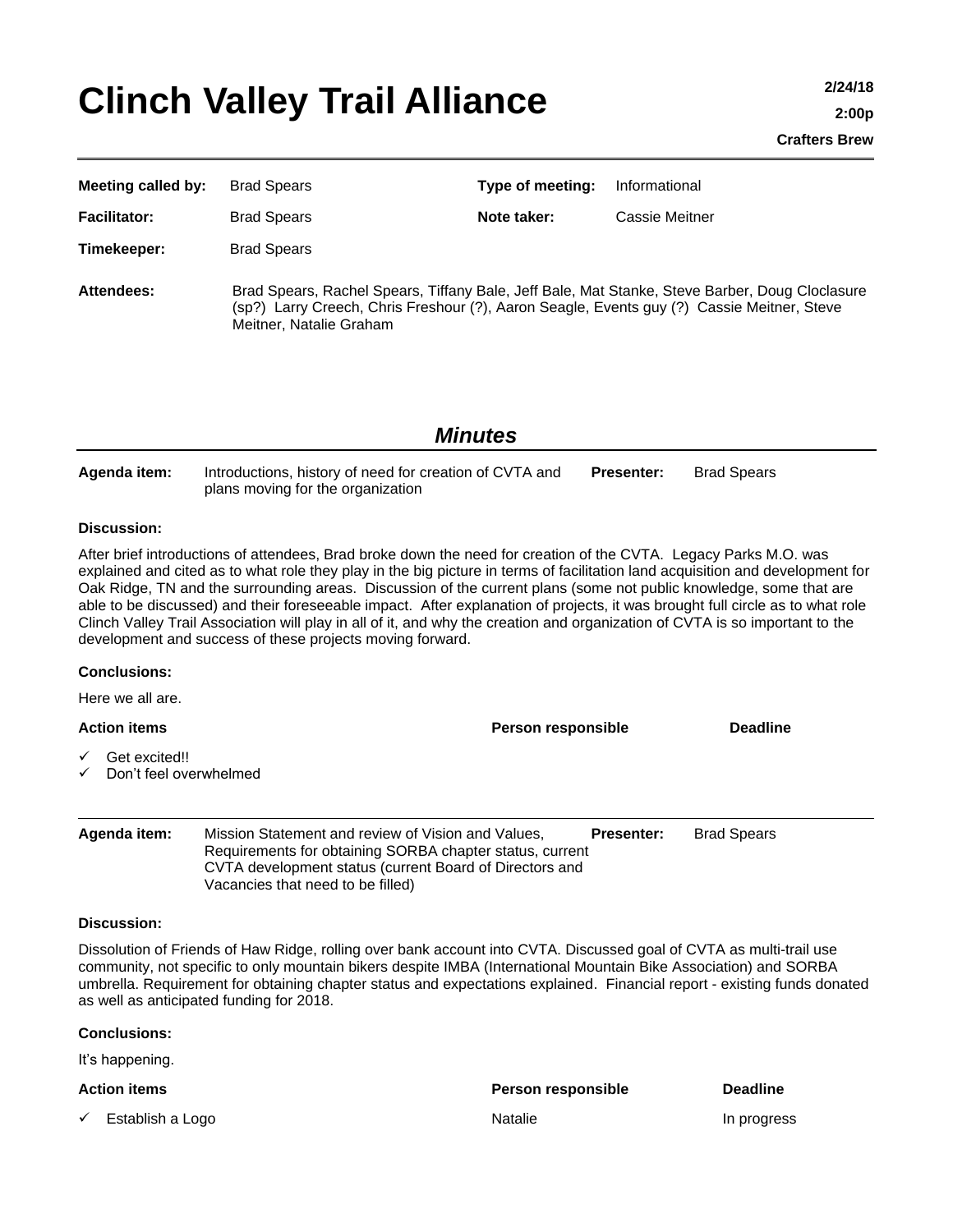# Clinch Valley Trail Alliance

**2/24/18**

**2:00p**

**Crafters Brew**

| | | | |
|---|---|---|---|
| **Meeting called by:** | Brad Spears | **Type of meeting:** | Informational |
| **Facilitator:** | Brad Spears | **Note taker:** | Cassie Meitner |
| **Timekeeper:** | Brad Spears | | |

**Attendees:** Brad Spears, Rachel Spears, Tiffany Bale, Jeff Bale, Mat Stanke, Steve Barber, Doug Cloclasure (sp?) Larry Creech, Chris Freshour (?), Aaron Seagle, Events guy (?) Cassie Meitner, Steve Meitner, Natalie Graham

## *Minutes*

**Agenda item:** Introductions, history of need for creation of CVTA and plans moving for the organization **Presenter:** Brad Spears

**Discussion:**

After brief introductions of attendees, Brad broke down the need for creation of the CVTA. Legacy Parks M.O. was explained and cited as to what role they play in the big picture in terms of facilitation land acquisition and development for Oak Ridge, TN and the surrounding areas. Discussion of the current plans (some not public knowledge, some that are able to be discussed) and their foreseeable impact. After explanation of projects, it was brought full circle as to what role Clinch Valley Trail Association will play in all of it, and why the creation and organization of CVTA is so important to the development and success of these projects moving forward.

**Conclusions:**

Here we all are.

| **Action items** | **Person responsible** | **Deadline** |
|---|---|---|
| ✓ Get excited!! | | |
| ✓ Don't feel overwhelmed | | |

---

**Agenda item:** Mission Statement and review of Vision and Values, Requirements for obtaining SORBA chapter status, current CVTA development status (current Board of Directors and Vacancies that need to be filled) **Presenter:** Brad Spears

**Discussion:**

Dissolution of Friends of Haw Ridge, rolling over bank account into CVTA. Discussed goal of CVTA as multi-trail use community, not specific to only mountain bikers despite IMBA (International Mountain Bike Association) and SORBA umbrella. Requirement for obtaining chapter status and expectations explained. Financial report - existing funds donated as well as anticipated funding for 2018.

**Conclusions:**

It's happening.

| **Action items** | **Person responsible** | **Deadline** |
|---|---|---|
| ✓ Establish a Logo | Natalie | In progress |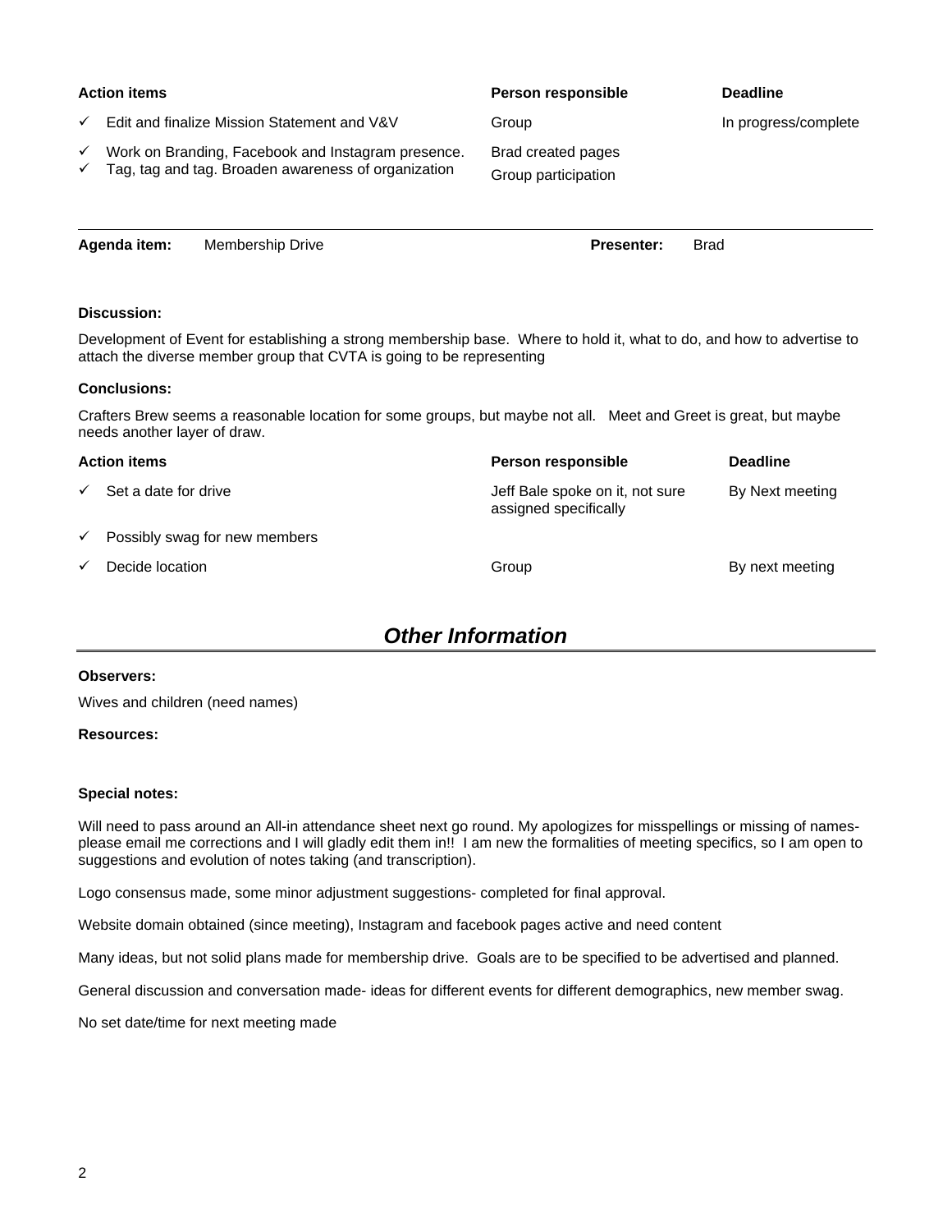| Action items | Person responsible | Deadline |
| --- | --- | --- |
| ✓ Edit and finalize Mission Statement and V&V | Group | In progress/complete |
| ✓ Work on Branding, Facebook and Instagram presence. | Brad created pages | |
| ✓ Tag, tag and tag. Broaden awareness of organization | Group participation | |

**Agenda item:** Membership Drive **Presenter:** Brad

**Discussion:**

Development of Event for establishing a strong membership base. Where to hold it, what to do, and how to advertise to attach the diverse member group that CVTA is going to be representing

**Conclusions:**

Crafters Brew seems a reasonable location for some groups, but maybe not all. Meet and Greet is great, but maybe needs another layer of draw.

| Action items | Person responsible | Deadline |
| --- | --- | --- |
| ✓ Set a date for drive | Jeff Bale spoke on it, not sure assigned specifically | By Next meeting |
| ✓ Possibly swag for new members | | |
| ✓ Decide location | Group | By next meeting |

## *Other Information*

**Observers:**

Wives and children (need names)

**Resources:**

**Special notes:**

Will need to pass around an All-in attendance sheet next go round. My apologizes for misspellings or missing of names- please email me corrections and I will gladly edit them in!! I am new the formalities of meeting specifics, so I am open to suggestions and evolution of notes taking (and transcription).

Logo consensus made, some minor adjustment suggestions- completed for final approval.

Website domain obtained (since meeting), Instagram and facebook pages active and need content

Many ideas, but not solid plans made for membership drive. Goals are to be specified to be advertised and planned.

General discussion and conversation made- ideas for different events for different demographics, new member swag.

No set date/time for next meeting made